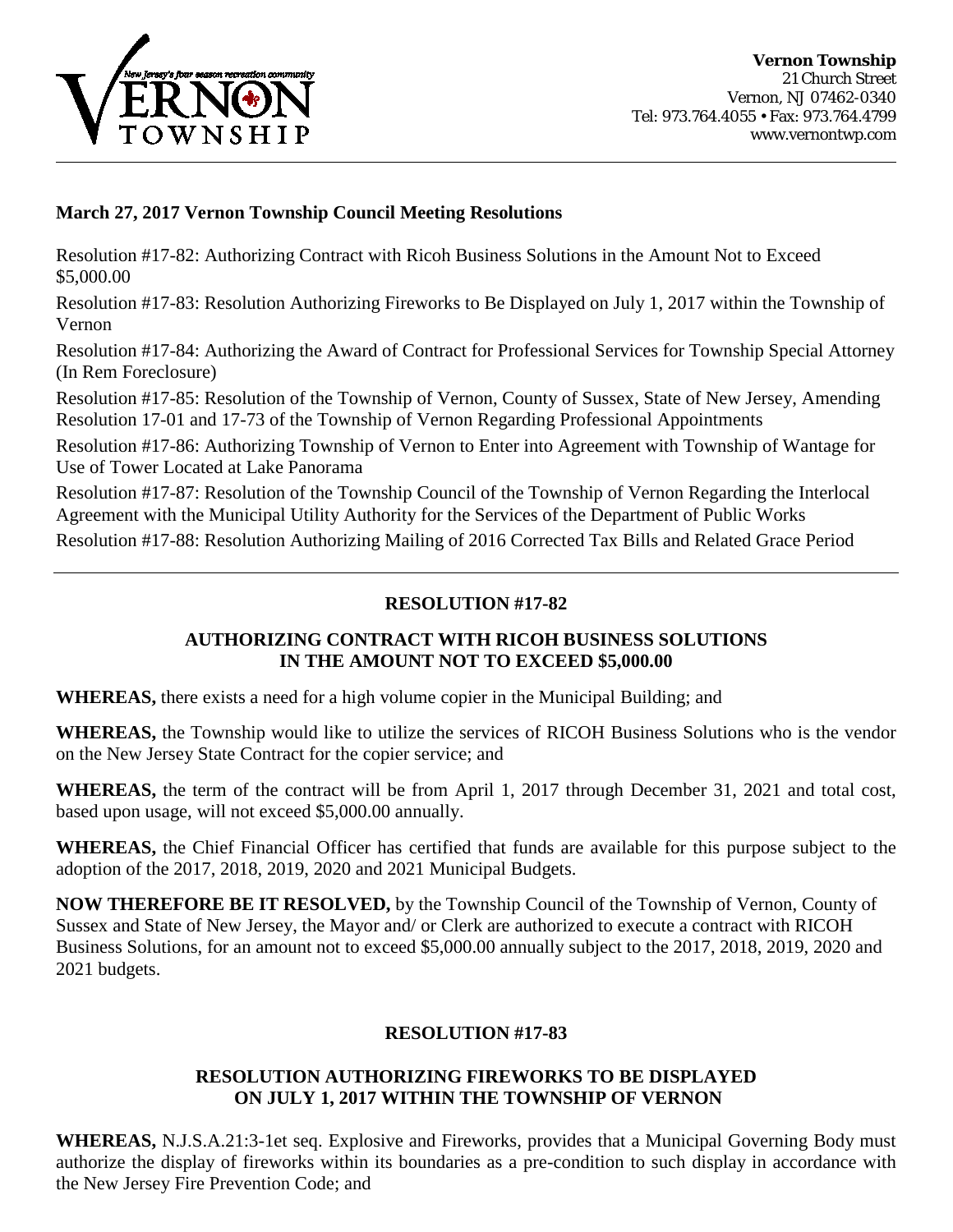**Vernon Township**
21 Church Street
Vernon, NJ 07462-0340
Tel: 973.764.4055 • Fax: 973.764.4799
www.vernontwp.com

**March 27, 2017 Vernon Township Council Meeting Resolutions**

Resolution #17-82: Authorizing Contract with Ricoh Business Solutions in the Amount Not to Exceed $5,000.00

Resolution #17-83: Resolution Authorizing Fireworks to Be Displayed on July 1, 2017 within the Township of Vernon

Resolution #17-84: Authorizing the Award of Contract for Professional Services for Township Special Attorney (In Rem Foreclosure)

Resolution #17-85: Resolution of the Township of Vernon, County of Sussex, State of New Jersey, Amending Resolution 17-01 and 17-73 of the Township of Vernon Regarding Professional Appointments

Resolution #17-86: Authorizing Township of Vernon to Enter into Agreement with Township of Wantage for Use of Tower Located at Lake Panorama

Resolution #17-87: Resolution of the Township Council of the Township of Vernon Regarding the Interlocal Agreement with the Municipal Utility Authority for the Services of the Department of Public Works

Resolution #17-88: Resolution Authorizing Mailing of 2016 Corrected Tax Bills and Related Grace Period

---

## RESOLUTION #17-82

### AUTHORIZING CONTRACT WITH RICOH BUSINESS SOLUTIONS IN THE AMOUNT NOT TO EXCEED $5,000.00

**WHEREAS,** there exists a need for a high volume copier in the Municipal Building; and

**WHEREAS,** the Township would like to utilize the services of RICOH Business Solutions who is the vendor on the New Jersey State Contract for the copier service; and

**WHEREAS,** the term of the contract will be from April 1, 2017 through December 31, 2021 and total cost, based upon usage, will not exceed $5,000.00 annually.

**WHEREAS,** the Chief Financial Officer has certified that funds are available for this purpose subject to the adoption of the 2017, 2018, 2019, 2020 and 2021 Municipal Budgets.

**NOW THEREFORE BE IT RESOLVED,** by the Township Council of the Township of Vernon, County of Sussex and State of New Jersey, the Mayor and/ or Clerk are authorized to execute a contract with RICOH Business Solutions, for an amount not to exceed $5,000.00 annually subject to the 2017, 2018, 2019, 2020 and 2021 budgets.

## RESOLUTION #17-83

### RESOLUTION AUTHORIZING FIREWORKS TO BE DISPLAYED ON JULY 1, 2017 WITHIN THE TOWNSHIP OF VERNON

**WHEREAS,** N.J.S.A.21:3-1et seq. Explosive and Fireworks, provides that a Municipal Governing Body must authorize the display of fireworks within its boundaries as a pre-condition to such display in accordance with the New Jersey Fire Prevention Code; and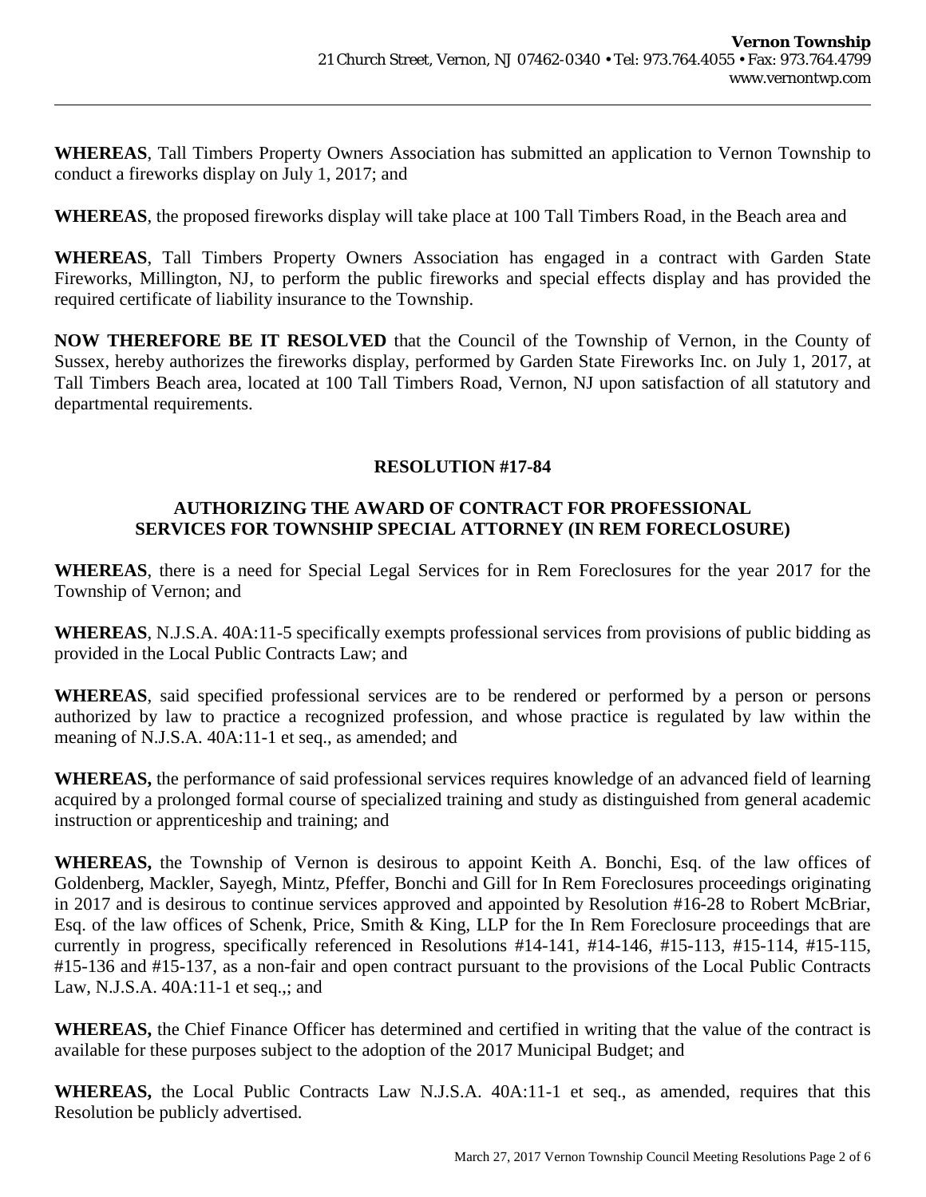**WHEREAS**, Tall Timbers Property Owners Association has submitted an application to Vernon Township to conduct a fireworks display on July 1, 2017; and

**WHEREAS**, the proposed fireworks display will take place at 100 Tall Timbers Road, in the Beach area and

**WHEREAS**, Tall Timbers Property Owners Association has engaged in a contract with Garden State Fireworks, Millington, NJ, to perform the public fireworks and special effects display and has provided the required certificate of liability insurance to the Township.

**NOW THEREFORE BE IT RESOLVED** that the Council of the Township of Vernon, in the County of Sussex, hereby authorizes the fireworks display, performed by Garden State Fireworks Inc. on July 1, 2017, at Tall Timbers Beach area, located at 100 Tall Timbers Road, Vernon, NJ upon satisfaction of all statutory and departmental requirements.

## RESOLUTION #17-84

### AUTHORIZING THE AWARD OF CONTRACT FOR PROFESSIONAL SERVICES FOR TOWNSHIP SPECIAL ATTORNEY (IN REM FORECLOSURE)

**WHEREAS**, there is a need for Special Legal Services for in Rem Foreclosures for the year 2017 for the Township of Vernon; and

**WHEREAS**, N.J.S.A. 40A:11-5 specifically exempts professional services from provisions of public bidding as provided in the Local Public Contracts Law; and

**WHEREAS**, said specified professional services are to be rendered or performed by a person or persons authorized by law to practice a recognized profession, and whose practice is regulated by law within the meaning of N.J.S.A. 40A:11-1 et seq., as amended; and

**WHEREAS,** the performance of said professional services requires knowledge of an advanced field of learning acquired by a prolonged formal course of specialized training and study as distinguished from general academic instruction or apprenticeship and training; and

**WHEREAS,** the Township of Vernon is desirous to appoint Keith A. Bonchi, Esq. of the law offices of Goldenberg, Mackler, Sayegh, Mintz, Pfeffer, Bonchi and Gill for In Rem Foreclosures proceedings originating in 2017 and is desirous to continue services approved and appointed by Resolution #16-28 to Robert McBriar, Esq. of the law offices of Schenk, Price, Smith & King, LLP for the In Rem Foreclosure proceedings that are currently in progress, specifically referenced in Resolutions #14-141, #14-146, #15-113, #15-114, #15-115, #15-136 and #15-137, as a non-fair and open contract pursuant to the provisions of the Local Public Contracts Law, N.J.S.A. 40A:11-1 et seq.,; and

**WHEREAS,** the Chief Finance Officer has determined and certified in writing that the value of the contract is available for these purposes subject to the adoption of the 2017 Municipal Budget; and

**WHEREAS,** the Local Public Contracts Law N.J.S.A. 40A:11-1 et seq., as amended, requires that this Resolution be publicly advertised.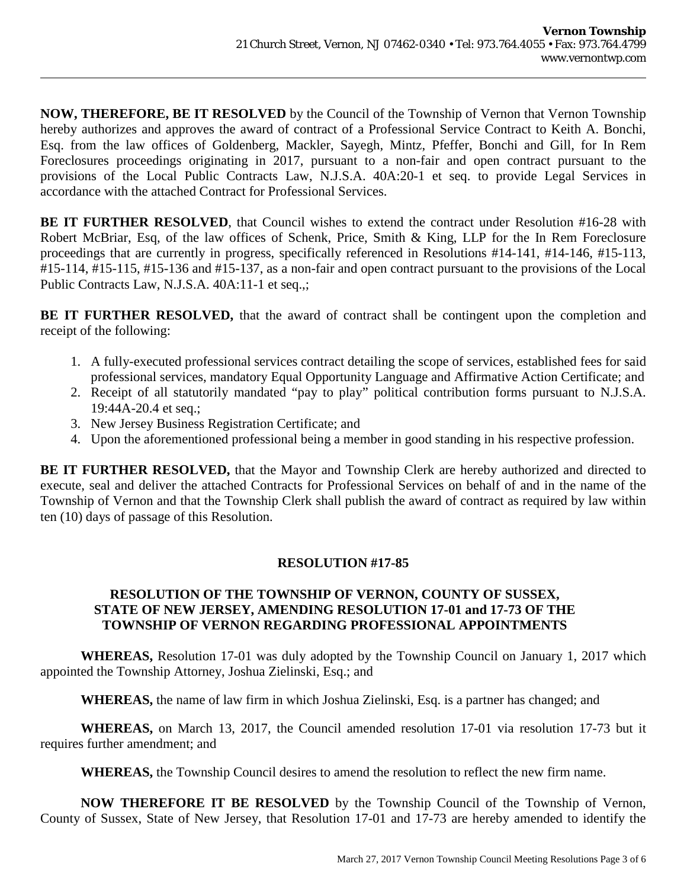**NOW, THEREFORE, BE IT RESOLVED** by the Council of the Township of Vernon that Vernon Township hereby authorizes and approves the award of contract of a Professional Service Contract to Keith A. Bonchi, Esq. from the law offices of Goldenberg, Mackler, Sayegh, Mintz, Pfeffer, Bonchi and Gill, for In Rem Foreclosures proceedings originating in 2017, pursuant to a non-fair and open contract pursuant to the provisions of the Local Public Contracts Law, N.J.S.A. 40A:20-1 et seq. to provide Legal Services in accordance with the attached Contract for Professional Services.

**BE IT FURTHER RESOLVED**, that Council wishes to extend the contract under Resolution #16-28 with Robert McBriar, Esq, of the law offices of Schenk, Price, Smith & King, LLP for the In Rem Foreclosure proceedings that are currently in progress, specifically referenced in Resolutions #14-141, #14-146, #15-113, #15-114, #15-115, #15-136 and #15-137, as a non-fair and open contract pursuant to the provisions of the Local Public Contracts Law, N.J.S.A. 40A:11-1 et seq.,;

**BE IT FURTHER RESOLVED,** that the award of contract shall be contingent upon the completion and receipt of the following:

1. A fully-executed professional services contract detailing the scope of services, established fees for said professional services, mandatory Equal Opportunity Language and Affirmative Action Certificate; and
2. Receipt of all statutorily mandated "pay to play" political contribution forms pursuant to N.J.S.A. 19:44A-20.4 et seq.;
3. New Jersey Business Registration Certificate; and
4. Upon the aforementioned professional being a member in good standing in his respective profession.

**BE IT FURTHER RESOLVED,** that the Mayor and Township Clerk are hereby authorized and directed to execute, seal and deliver the attached Contracts for Professional Services on behalf of and in the name of the Township of Vernon and that the Township Clerk shall publish the award of contract as required by law within ten (10) days of passage of this Resolution.

## RESOLUTION #17-85

### RESOLUTION OF THE TOWNSHIP OF VERNON, COUNTY OF SUSSEX, STATE OF NEW JERSEY, AMENDING RESOLUTION 17-01 and 17-73 OF THE TOWNSHIP OF VERNON REGARDING PROFESSIONAL APPOINTMENTS

**WHEREAS,** Resolution 17-01 was duly adopted by the Township Council on January 1, 2017 which appointed the Township Attorney, Joshua Zielinski, Esq.; and

**WHEREAS,** the name of law firm in which Joshua Zielinski, Esq. is a partner has changed; and

**WHEREAS,** on March 13, 2017, the Council amended resolution 17-01 via resolution 17-73 but it requires further amendment; and

**WHEREAS,** the Township Council desires to amend the resolution to reflect the new firm name.

**NOW THEREFORE IT BE RESOLVED** by the Township Council of the Township of Vernon, County of Sussex, State of New Jersey, that Resolution 17-01 and 17-73 are hereby amended to identify the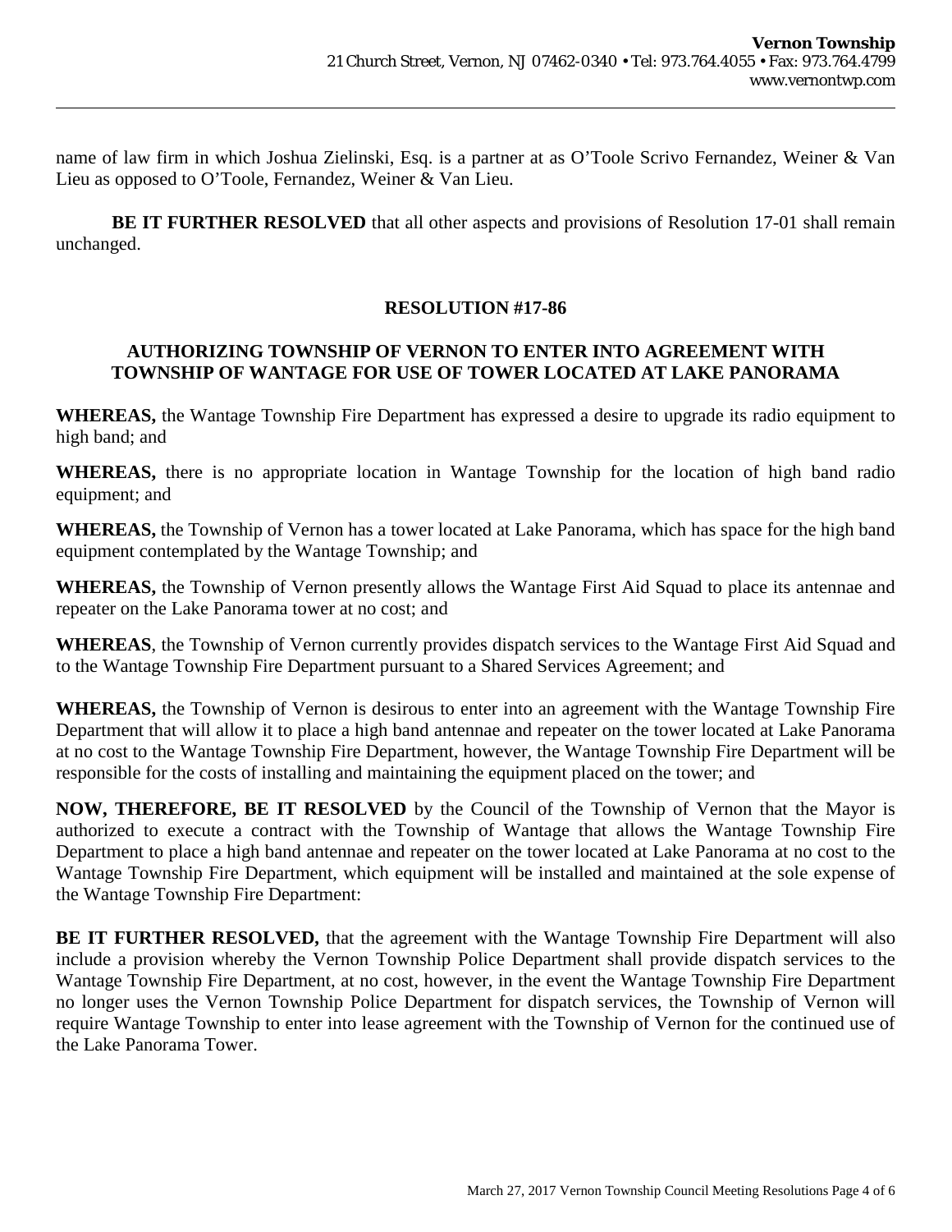name of law firm in which Joshua Zielinski, Esq. is a partner at as O'Toole Scrivo Fernandez, Weiner & Van Lieu as opposed to O'Toole, Fernandez, Weiner & Van Lieu.

**BE IT FURTHER RESOLVED** that all other aspects and provisions of Resolution 17-01 shall remain unchanged.

## RESOLUTION #17-86

### AUTHORIZING TOWNSHIP OF VERNON TO ENTER INTO AGREEMENT WITH TOWNSHIP OF WANTAGE FOR USE OF TOWER LOCATED AT LAKE PANORAMA

**WHEREAS,** the Wantage Township Fire Department has expressed a desire to upgrade its radio equipment to high band; and

**WHEREAS,** there is no appropriate location in Wantage Township for the location of high band radio equipment; and

**WHEREAS,** the Township of Vernon has a tower located at Lake Panorama, which has space for the high band equipment contemplated by the Wantage Township; and

**WHEREAS,** the Township of Vernon presently allows the Wantage First Aid Squad to place its antennae and repeater on the Lake Panorama tower at no cost; and

**WHEREAS**, the Township of Vernon currently provides dispatch services to the Wantage First Aid Squad and to the Wantage Township Fire Department pursuant to a Shared Services Agreement; and

**WHEREAS,** the Township of Vernon is desirous to enter into an agreement with the Wantage Township Fire Department that will allow it to place a high band antennae and repeater on the tower located at Lake Panorama at no cost to the Wantage Township Fire Department, however, the Wantage Township Fire Department will be responsible for the costs of installing and maintaining the equipment placed on the tower; and

**NOW, THEREFORE, BE IT RESOLVED** by the Council of the Township of Vernon that the Mayor is authorized to execute a contract with the Township of Wantage that allows the Wantage Township Fire Department to place a high band antennae and repeater on the tower located at Lake Panorama at no cost to the Wantage Township Fire Department, which equipment will be installed and maintained at the sole expense of the Wantage Township Fire Department:

**BE IT FURTHER RESOLVED,** that the agreement with the Wantage Township Fire Department will also include a provision whereby the Vernon Township Police Department shall provide dispatch services to the Wantage Township Fire Department, at no cost, however, in the event the Wantage Township Fire Department no longer uses the Vernon Township Police Department for dispatch services, the Township of Vernon will require Wantage Township to enter into lease agreement with the Township of Vernon for the continued use of the Lake Panorama Tower.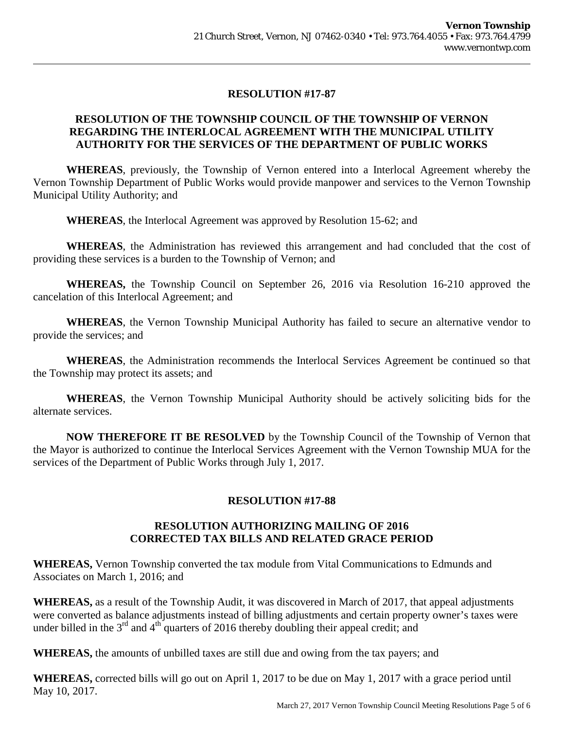**RESOLUTION #17-87**

**RESOLUTION OF THE TOWNSHIP COUNCIL OF THE TOWNSHIP OF VERNON REGARDING THE INTERLOCAL AGREEMENT WITH THE MUNICIPAL UTILITY AUTHORITY FOR THE SERVICES OF THE DEPARTMENT OF PUBLIC WORKS**

**WHEREAS**, previously, the Township of Vernon entered into a Interlocal Agreement whereby the Vernon Township Department of Public Works would provide manpower and services to the Vernon Township Municipal Utility Authority; and

**WHEREAS**, the Interlocal Agreement was approved by Resolution 15-62; and

**WHEREAS**, the Administration has reviewed this arrangement and had concluded that the cost of providing these services is a burden to the Township of Vernon; and

**WHEREAS,** the Township Council on September 26, 2016 via Resolution 16-210 approved the cancelation of this Interlocal Agreement; and

**WHEREAS**, the Vernon Township Municipal Authority has failed to secure an alternative vendor to provide the services; and

**WHEREAS**, the Administration recommends the Interlocal Services Agreement be continued so that the Township may protect its assets; and

**WHEREAS**, the Vernon Township Municipal Authority should be actively soliciting bids for the alternate services.

**NOW THEREFORE IT BE RESOLVED** by the Township Council of the Township of Vernon that the Mayor is authorized to continue the Interlocal Services Agreement with the Vernon Township MUA for the services of the Department of Public Works through July 1, 2017.

**RESOLUTION #17-88**

**RESOLUTION AUTHORIZING MAILING OF 2016 CORRECTED TAX BILLS AND RELATED GRACE PERIOD**

**WHEREAS,** Vernon Township converted the tax module from Vital Communications to Edmunds and Associates on March 1, 2016; and

**WHEREAS,** as a result of the Township Audit, it was discovered in March of 2017, that appeal adjustments were converted as balance adjustments instead of billing adjustments and certain property owner's taxes were under billed in the 3rd and 4th quarters of 2016 thereby doubling their appeal credit; and

**WHEREAS,** the amounts of unbilled taxes are still due and owing from the tax payers; and

**WHEREAS,** corrected bills will go out on April 1, 2017 to be due on May 1, 2017 with a grace period until May 10, 2017.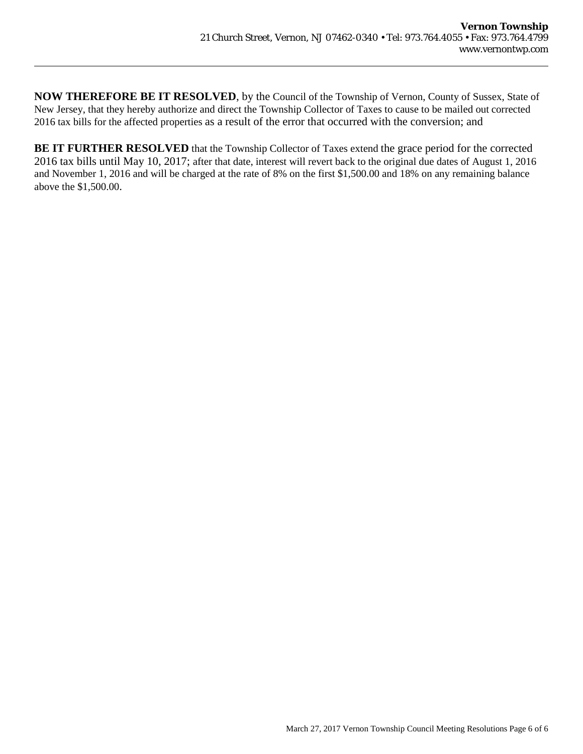**NOW THEREFORE BE IT RESOLVED**, by the Council of the Township of Vernon, County of Sussex, State of New Jersey, that they hereby authorize and direct the Township Collector of Taxes to cause to be mailed out corrected 2016 tax bills for the affected properties as a result of the error that occurred with the conversion; and

**BE IT FURTHER RESOLVED** that the Township Collector of Taxes extend the grace period for the corrected 2016 tax bills until May 10, 2017; after that date, interest will revert back to the original due dates of August 1, 2016 and November 1, 2016 and will be charged at the rate of 8% on the first $1,500.00 and 18% on any remaining balance above the $1,500.00.